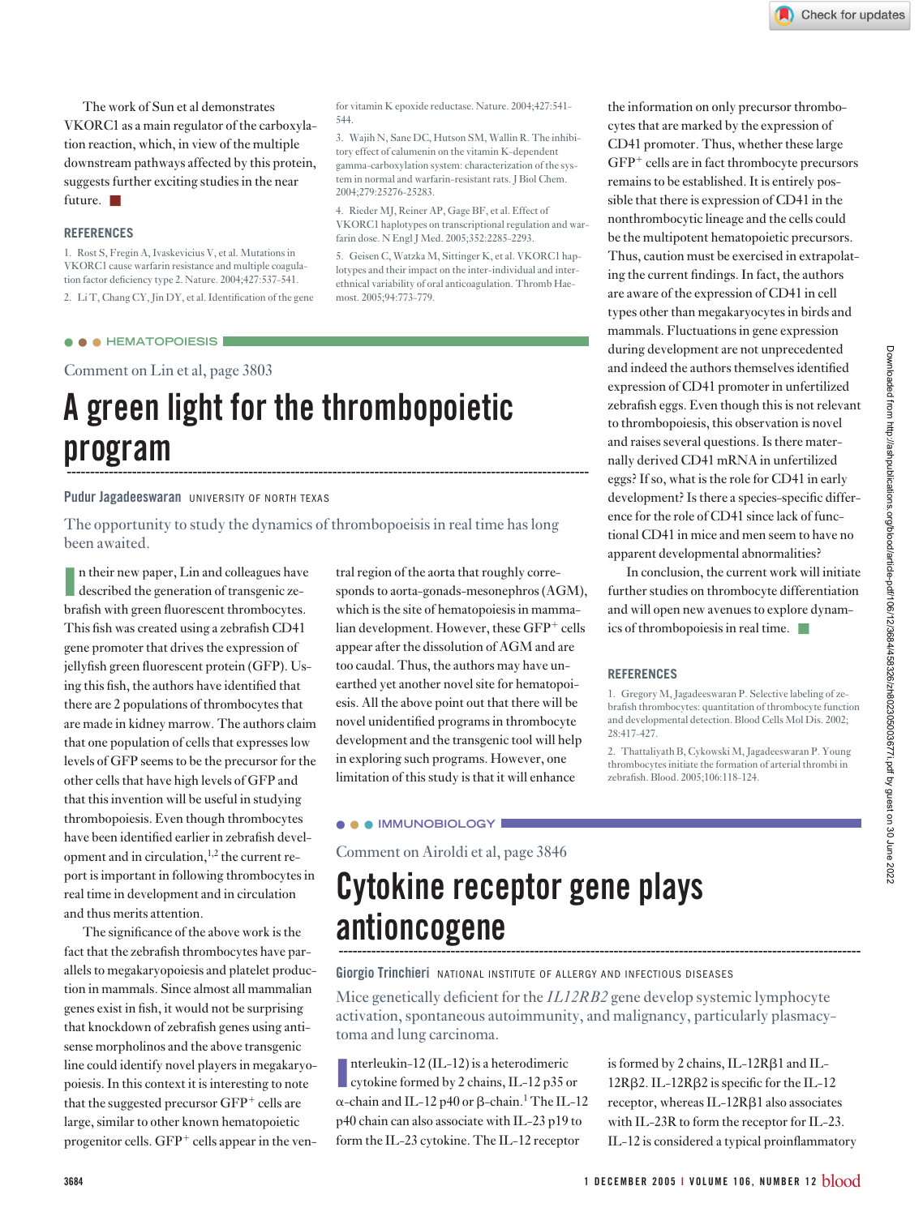The work of Sun et al demonstrates VKORC1 as a main regulator of the carboxylation reaction, which, in view of the multiple downstream pathways affected by this protein, suggests further exciting studies in the near future. ■

## REFERENCES

1. Rost S, Fregin A, Ivaskevicius V, et al. Mutations in VKORC1 cause warfarin resistance and multiple coagulation factor deficiency type 2. Nature. 2004;427:537-541.
2. Li T, Chang CY, Jin DY, et al. Identification of the gene for vitamin K epoxide reductase. Nature. 2004;427:541-544.
3. Wajih N, Sane DC, Hutson SM, Wallin R. The inhibitory effect of calumenin on the vitamin K-dependent gamma-carboxylation system: characterization of the system in normal and warfarin-resistant rats. J Biol Chem. 2004;279:25276-25283.
4. Rieder MJ, Reiner AP, Gage BF, et al. Effect of VKORC1 haplotypes on transcriptional regulation and warfarin dose. N Engl J Med. 2005;352:2285-2293.
5. Geisen C, Watzka M, Sittinger K, et al. VKORC1 haplotypes and their impact on the inter-individual and inter-ethnical variability of oral anticoagulation. Thromb Haemost. 2005;94:773-779.

---

HEMATOPOIESIS

Comment on Lin et al, page 3803

# A green light for the thrombopoietic program

**Pudur Jagadeeswaran** UNIVERSITY OF NORTH TEXAS

The opportunity to study the dynamics of thrombopoiesis in real time has long been awaited.

In their new paper, Lin and colleagues have described the generation of transgenic zebrafish with green fluorescent thrombocytes. This fish was created using a zebrafish CD41 gene promoter that drives the expression of jellyfish green fluorescent protein (GFP). Using this fish, the authors have identified that there are 2 populations of thrombocytes that are made in kidney marrow. The authors claim that one population of cells that expresses low levels of GFP seems to be the precursor for the other cells that have high levels of GFP and that this invention will be useful in studying thrombopoiesis. Even though thrombocytes have been identified earlier in zebrafish development and in circulation,[1,2] the current report is important in following thrombocytes in real time in development and in circulation and thus merits attention.

The significance of the above work is the fact that the zebrafish thrombocytes have parallels to megakaryopoiesis and platelet production in mammals. Since almost all mammalian genes exist in fish, it would not be surprising that knockdown of zebrafish genes using antisense morpholinos and the above transgenic line could identify novel players in megakaryopoiesis. In this context it is interesting to note that the suggested precursor GFP$^+$ cells are large, similar to other known hematopoietic progenitor cells. GFP$^+$ cells appear in the ventral region of the aorta that roughly corresponds to aorta-gonads-mesonephros (AGM), which is the site of hematopoiesis in mammalian development. However, these GFP$^+$ cells appear after the dissolution of AGM and are too caudal. Thus, the authors may have unearthed yet another novel site for hematopoiesis. All the above point out that there will be novel unidentified programs in thrombocyte development and the transgenic tool will help in exploring such programs. However, one limitation of this study is that it will enhance the information on only precursor thrombocytes that are marked by the expression of CD41 promoter. Thus, whether these large GFP$^+$ cells are in fact thrombocyte precursors remains to be established. It is entirely possible that there is expression of CD41 in the nonthrombocytic lineage and the cells could be the multipotent hematopoietic precursors. Thus, caution must be exercised in extrapolating the current findings. In fact, the authors are aware of the expression of CD41 in cell types other than megakaryocytes in birds and mammals. Fluctuations in gene expression during development are not unprecedented and indeed the authors themselves identified expression of CD41 promoter in unfertilized zebrafish eggs. Even though this is not relevant to thrombopoiesis, this observation is novel and raises several questions. Is there maternally derived CD41 mRNA in unfertilized eggs? If so, what is the role for CD41 in early development? Is there a species-specific difference for the role of CD41 since lack of functional CD41 in mice and men seem to have no apparent developmental abnormalities?

In conclusion, the current work will initiate further studies on thrombocyte differentiation and will open new avenues to explore dynamics of thrombopoiesis in real time. ■

## REFERENCES

1. Gregory M, Jagadeeswaran P. Selective labeling of zebrafish thrombocytes: quantitation of thrombocyte function and developmental detection. Blood Cells Mol Dis. 2002; 28:417-427.
2. Thattaliyath B, Cykowski M, Jagadeeswaran P. Young thrombocytes initiate the formation of arterial thrombi in zebrafish. Blood. 2005;106:118-124.

---

IMMUNOBIOLOGY

Comment on Airoldi et al, page 3846

# Cytokine receptor gene plays antioncogene

**Giorgio Trinchieri** NATIONAL INSTITUTE OF ALLERGY AND INFECTIOUS DISEASES

Mice genetically deficient for the *IL12RB2* gene develop systemic lymphocyte activation, spontaneous autoimmunity, and malignancy, particularly plasmacytoma and lung carcinoma.

Interleukin-12 (IL-12) is a heterodimeric cytokine formed by 2 chains, IL-12 p35 or α-chain and IL-12 p40 or β-chain.[1] The IL-12 p40 chain can also associate with IL-23 p19 to form the IL-23 cytokine. The IL-12 receptor is formed by 2 chains, IL-12Rβ1 and IL-12Rβ2. IL-12Rβ2 is specific for the IL-12 receptor, whereas IL-12Rβ1 also associates with IL-23R to form the receptor for IL-23. IL-12 is considered a typical proinflammatory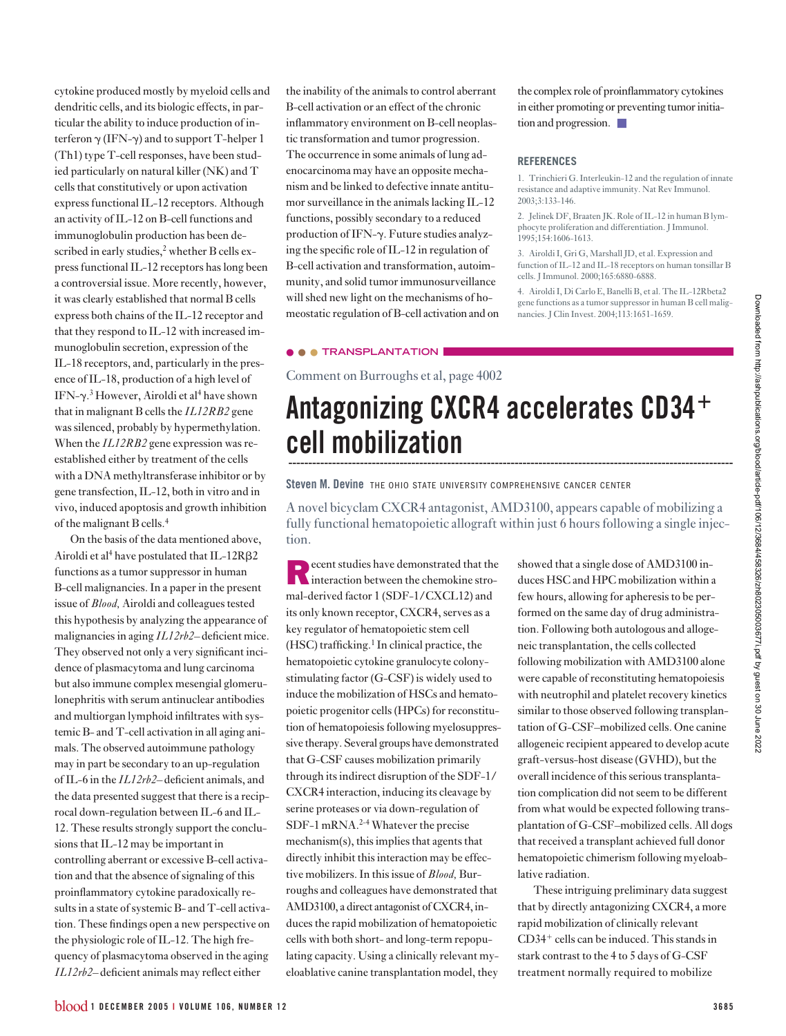cytokine produced mostly by myeloid cells and dendritic cells, and its biologic effects, in particular the ability to induce production of interferon γ (IFN-γ) and to support T-helper 1 (Th1) type T-cell responses, have been studied particularly on natural killer (NK) and T cells that constitutively or upon activation express functional IL-12 receptors. Although an activity of IL-12 on B-cell functions and immunoglobulin production has been described in early studies,[2] whether B cells express functional IL-12 receptors has long been a controversial issue. More recently, however, it was clearly established that normal B cells express both chains of the IL-12 receptor and that they respond to IL-12 with increased immunoglobulin secretion, expression of the IL-18 receptors, and, particularly in the presence of IL-18, production of a high level of IFN-γ.[3] However, Airoldi et al[4] have shown that in malignant B cells the *IL12RB2* gene was silenced, probably by hypermethylation. When the *IL12RB2* gene expression was reestablished either by treatment of the cells with a DNA methyltransferase inhibitor or by gene transfection, IL-12, both in vitro and in vivo, induced apoptosis and growth inhibition of the malignant B cells.[4]

On the basis of the data mentioned above, Airoldi et al[4] have postulated that IL-12Rβ2 functions as a tumor suppressor in human B-cell malignancies. In a paper in the present issue of *Blood,* Airoldi and colleagues tested this hypothesis by analyzing the appearance of malignancies in aging *IL12rb2*–deficient mice. They observed not only a very significant incidence of plasmacytoma and lung carcinoma but also immune complex mesengial glomerulonephritis with serum antinuclear antibodies and multiorgan lymphoid infiltrates with systemic B- and T-cell activation in all aging animals. The observed autoimmune pathology may in part be secondary to an up-regulation of IL-6 in the *IL12rb2*–deficient animals, and the data presented suggest that there is a reciprocal down-regulation between IL-6 and IL-12. These results strongly support the conclusions that IL-12 may be important in controlling aberrant or excessive B-cell activation and that the absence of signaling of this proinflammatory cytokine paradoxically results in a state of systemic B- and T-cell activation. These findings open a new perspective on the physiologic role of IL-12. The high frequency of plasmacytoma observed in the aging *IL12rb2*–deficient animals may reflect either the inability of the animals to control aberrant B-cell activation or an effect of the chronic inflammatory environment on B-cell neoplastic transformation and tumor progression. The occurrence in some animals of lung adenocarcinoma may have an opposite mechanism and be linked to defective innate antitumor surveillance in the animals lacking IL-12 functions, possibly secondary to a reduced production of IFN-γ. Future studies analyzing the specific role of IL-12 in regulation of B-cell activation and transformation, autoimmunity, and solid tumor immunosurveillance will shed new light on the mechanisms of homeostatic regulation of B-cell activation and on the complex role of proinflammatory cytokines in either promoting or preventing tumor initiation and progression. ■

### REFERENCES

1. Trinchieri G. Interleukin-12 and the regulation of innate resistance and adaptive immunity. Nat Rev Immunol. 2003;3:133-146.
2. Jelinek DF, Braaten JK. Role of IL-12 in human B lymphocyte proliferation and differentiation. J Immunol. 1995;154:1606-1613.
3. Airoldi I, Gri G, Marshall JD, et al. Expression and function of IL-12 and IL-18 receptors on human tonsillar B cells. J Immunol. 2000;165:6880-6888.
4. Airoldi I, Di Carlo E, Banelli B, et al. The IL-12Rbeta2 gene functions as a tumor suppressor in human B cell malignancies. J Clin Invest. 2004;113:1651-1659.

● ● ● TRANSPLANTATION

Comment on Burroughs et al, page 4002

# Antagonizing CXCR4 accelerates CD34+ cell mobilization

**Steven M. Devine** THE OHIO STATE UNIVERSITY COMPREHENSIVE CANCER CENTER

A novel bicyclam CXCR4 antagonist, AMD3100, appears capable of mobilizing a fully functional hematopoietic allograft within just 6 hours following a single injection.

Recent studies have demonstrated that the interaction between the chemokine stromal-derived factor 1 (SDF-1/CXCL12) and its only known receptor, CXCR4, serves as a key regulator of hematopoietic stem cell (HSC) trafficking.[1] In clinical practice, the hematopoietic cytokine granulocyte colony-stimulating factor (G-CSF) is widely used to induce the mobilization of HSCs and hematopoietic progenitor cells (HPCs) for reconstitution of hematopoiesis following myelosuppressive therapy. Several groups have demonstrated that G-CSF causes mobilization primarily through its indirect disruption of the SDF-1/CXCR4 interaction, inducing its cleavage by serine proteases or via down-regulation of SDF-1 mRNA.[2-4] Whatever the precise mechanism(s), this implies that agents that directly inhibit this interaction may be effective mobilizers. In this issue of *Blood,* Burroughs and colleagues have demonstrated that AMD3100, a direct antagonist of CXCR4, induces the rapid mobilization of hematopoietic cells with both short- and long-term repopulating capacity. Using a clinically relevant myeloablative canine transplantation model, they showed that a single dose of AMD3100 induces HSC and HPC mobilization within a few hours, allowing for apheresis to be performed on the same day of drug administration. Following both autologous and allogeneic transplantation, the cells collected following mobilization with AMD3100 alone were capable of reconstituting hematopoiesis with neutrophil and platelet recovery kinetics similar to those observed following transplantation of G-CSF–mobilized cells. One canine allogeneic recipient appeared to develop acute graft-versus-host disease (GVHD), but the overall incidence of this serious transplantation complication did not seem to be different from what would be expected following transplantation of G-CSF–mobilized cells. All dogs that received a transplant achieved full donor hematopoietic chimerism following myeloablative radiation.

These intriguing preliminary data suggest that by directly antagonizing CXCR4, a more rapid mobilization of clinically relevant CD34+ cells can be induced. This stands in stark contrast to the 4 to 5 days of G-CSF treatment normally required to mobilize